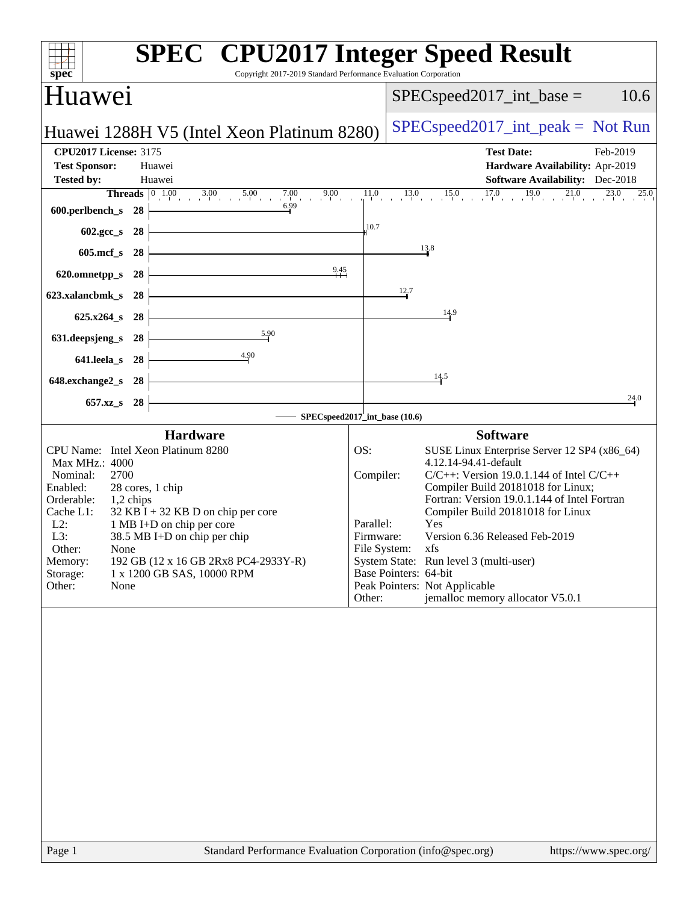# SPEC CPU2017 Integer Speed Result

Copyright 2017-2019 Standard Performance Evaluation Corporation

## Huawei

Huawei 1288H V5 (Intel Xeon Platinum 8280)

SPECspeed2017_int_base = 10.6

SPECspeed2017_int_peak = Not Run

**CPU2017 License:** 3175
**Test Sponsor:** Huawei
**Tested by:** Huawei

**Test Date:** Feb-2019
**Hardware Availability:** Apr-2019
**Software Availability:** Dec-2018

| Benchmark | Threads | Base Ratio |
|---|---|---|
| 600.perlbench_s | 28 | 6.99 |
| 602.gcc_s | 28 | 10.7 |
| 605.mcf_s | 28 | 13.8 |
| 620.omnetpp_s | 28 | 9.45 |
| 623.xalancbmk_s | 28 | 12.7 |
| 625.x264_s | 28 | 14.9 |
| 631.deepsjeng_s | 28 | 5.90 |
| 641.leela_s | 28 | 4.90 |
| 648.exchange2_s | 28 | 14.5 |
| 657.xz_s | 28 | 24.0 |

SPECspeed2017_int_base (10.6)

### Hardware

| | |
|---|---|
| CPU Name: | Intel Xeon Platinum 8280 |
| Max MHz.: | 4000 |
| Nominal: | 2700 |
| Enabled: | 28 cores, 1 chip |
| Orderable: | 1,2 chips |
| Cache L1: | 32 KB I + 32 KB D on chip per core |
| L2: | 1 MB I+D on chip per core |
| L3: | 38.5 MB I+D on chip per chip |
| Other: | None |
| Memory: | 192 GB (12 x 16 GB 2Rx8 PC4-2933Y-R) |
| Storage: | 1 x 1200 GB SAS, 10000 RPM |
| Other: | None |

### Software

| | |
|---|---|
| OS: | SUSE Linux Enterprise Server 12 SP4 (x86_64) 4.12.14-94.41-default |
| Compiler: | C/C++: Version 19.0.1.144 of Intel C/C++ Compiler Build 20181018 for Linux; Fortran: Version 19.0.1.144 of Intel Fortran Compiler Build 20181018 for Linux |
| Parallel: | Yes |
| Firmware: | Version 6.36 Released Feb-2019 |
| File System: | xfs |
| System State: | Run level 3 (multi-user) |
| Base Pointers: | 64-bit |
| Peak Pointers: | Not Applicable |
| Other: | jemalloc memory allocator V5.0.1 |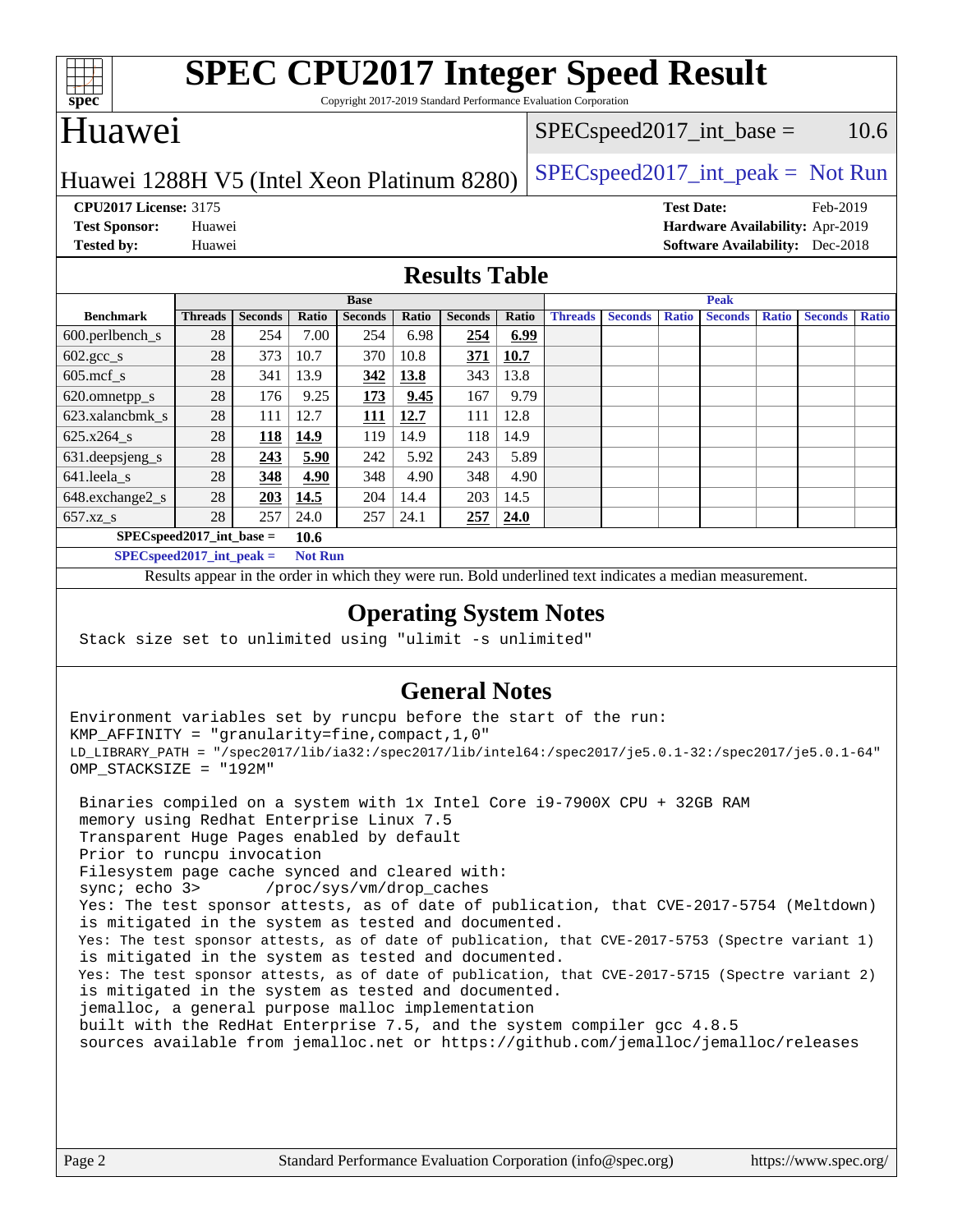# SPEC CPU2017 Integer Speed Result

Copyright 2017-2019 Standard Performance Evaluation Corporation

## Huawei

Huawei 1288H V5 (Intel Xeon Platinum 8280)

SPECspeed2017_int_base = 10.6

SPECspeed2017_int_peak = Not Run

**CPU2017 License:** 3175
**Test Sponsor:** Huawei
**Tested by:** Huawei

**Test Date:** Feb-2019
**Hardware Availability:** Apr-2019
**Software Availability:** Dec-2018

## Results Table

| Benchmark | Base | | | | | | | Peak | | | | | | |
|---|---|---|---|---|---|---|---|---|---|---|---|---|---|---|
| | Threads | Seconds | Ratio | Seconds | Ratio | Seconds | Ratio | Threads | Seconds | Ratio | Seconds | Ratio | Seconds | Ratio |
| 600.perlbench_s | 28 | 254 | 7.00 | 254 | 6.98 | **254** | **6.99** | | | | | | | |
| 602.gcc_s | 28 | 373 | 10.7 | 370 | 10.8 | **371** | **10.7** | | | | | | | |
| 605.mcf_s | 28 | 341 | 13.9 | **342** | **13.8** | 343 | 13.8 | | | | | | | |
| 620.omnetpp_s | 28 | 176 | 9.25 | **173** | **9.45** | 167 | 9.79 | | | | | | | |
| 623.xalancbmk_s | 28 | 111 | 12.7 | **111** | **12.7** | 111 | 12.8 | | | | | | | |
| 625.x264_s | 28 | **118** | **14.9** | 119 | 14.9 | 118 | 14.9 | | | | | | | |
| 631.deepsjeng_s | 28 | **243** | **5.90** | 242 | 5.92 | 243 | 5.89 | | | | | | | |
| 641.leela_s | 28 | **348** | **4.90** | 348 | 4.90 | 348 | 4.90 | | | | | | | |
| 648.exchange2_s | 28 | **203** | **14.5** | 204 | 14.4 | 203 | 14.5 | | | | | | | |
| 657.xz_s | 28 | 257 | 24.0 | 257 | 24.1 | **257** | **24.0** | | | | | | | |

SPECspeed2017_int_base = **10.6**

SPECspeed2017_int_peak = **Not Run**

Results appear in the order in which they were run. Bold underlined text indicates a median measurement.

## Operating System Notes

```
Stack size set to unlimited using "ulimit -s unlimited"
```

## General Notes

```
Environment variables set by runcpu before the start of the run:
KMP_AFFINITY = "granularity=fine,compact,1,0"
LD_LIBRARY_PATH = "/spec2017/lib/ia32:/spec2017/lib/intel64:/spec2017/je5.0.1-32:/spec2017/je5.0.1-64"
OMP_STACKSIZE = "192M"

 Binaries compiled on a system with 1x Intel Core i9-7900X CPU + 32GB RAM
 memory using Redhat Enterprise Linux 7.5
 Transparent Huge Pages enabled by default
 Prior to runcpu invocation
 Filesystem page cache synced and cleared with:
 sync; echo 3>       /proc/sys/vm/drop_caches
 Yes: The test sponsor attests, as of date of publication, that CVE-2017-5754 (Meltdown)
 is mitigated in the system as tested and documented.
 Yes: The test sponsor attests, as of date of publication, that CVE-2017-5753 (Spectre variant 1)
 is mitigated in the system as tested and documented.
 Yes: The test sponsor attests, as of date of publication, that CVE-2017-5715 (Spectre variant 2)
 is mitigated in the system as tested and documented.
 jemalloc, a general purpose malloc implementation
 built with the RedHat Enterprise 7.5, and the system compiler gcc 4.8.5
 sources available from jemalloc.net or https://github.com/jemalloc/jemalloc/releases
```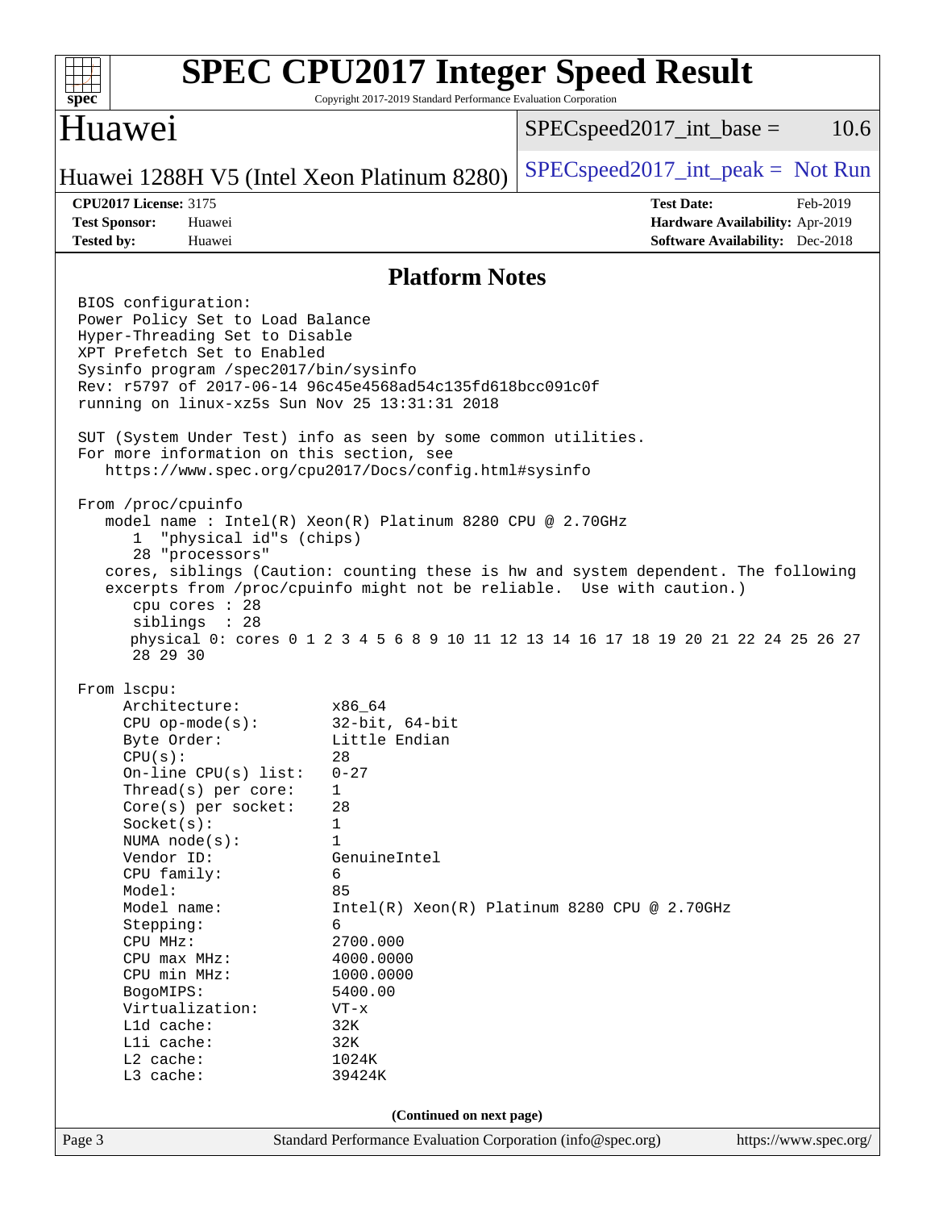# SPEC CPU2017 Integer Speed Result

Copyright 2017-2019 Standard Performance Evaluation Corporation

## Huawei

Huawei 1288H V5 (Intel Xeon Platinum 8280)

SPECspeed2017_int_base = 10.6

SPECspeed2017_int_peak = Not Run

**CPU2017 License:** 3175
**Test Sponsor:** Huawei
**Tested by:** Huawei

**Test Date:** Feb-2019
**Hardware Availability:** Apr-2019
**Software Availability:** Dec-2018

### Platform Notes

```
BIOS configuration:
Power Policy Set to Load Balance
Hyper-Threading Set to Disable
XPT Prefetch Set to Enabled
Sysinfo program /spec2017/bin/sysinfo
Rev: r5797 of 2017-06-14 96c45e4568ad54c135fd618bcc091c0f
running on linux-xz5s Sun Nov 25 13:31:31 2018

SUT (System Under Test) info as seen by some common utilities.
For more information on this section, see
   https://www.spec.org/cpu2017/Docs/config.html#sysinfo

From /proc/cpuinfo
   model name : Intel(R) Xeon(R) Platinum 8280 CPU @ 2.70GHz
      1  "physical id"s (chips)
      28 "processors"
   cores, siblings (Caution: counting these is hw and system dependent. The following
   excerpts from /proc/cpuinfo might not be reliable.  Use with caution.)
      cpu cores : 28
      siblings  : 28
      physical 0: cores 0 1 2 3 4 5 6 8 9 10 11 12 13 14 16 17 18 19 20 21 22 24 25 26 27
      28 29 30

From lscpu:
     Architecture:          x86_64
     CPU op-mode(s):        32-bit, 64-bit
     Byte Order:            Little Endian
     CPU(s):                28
     On-line CPU(s) list:   0-27
     Thread(s) per core:    1
     Core(s) per socket:    28
     Socket(s):             1
     NUMA node(s):          1
     Vendor ID:             GenuineIntel
     CPU family:            6
     Model:                 85
     Model name:            Intel(R) Xeon(R) Platinum 8280 CPU @ 2.70GHz
     Stepping:              6
     CPU MHz:               2700.000
     CPU max MHz:           4000.0000
     CPU min MHz:           1000.0000
     BogoMIPS:              5400.00
     Virtualization:        VT-x
     L1d cache:             32K
     L1i cache:             32K
     L2 cache:              1024K
     L3 cache:              39424K
```

**(Continued on next page)**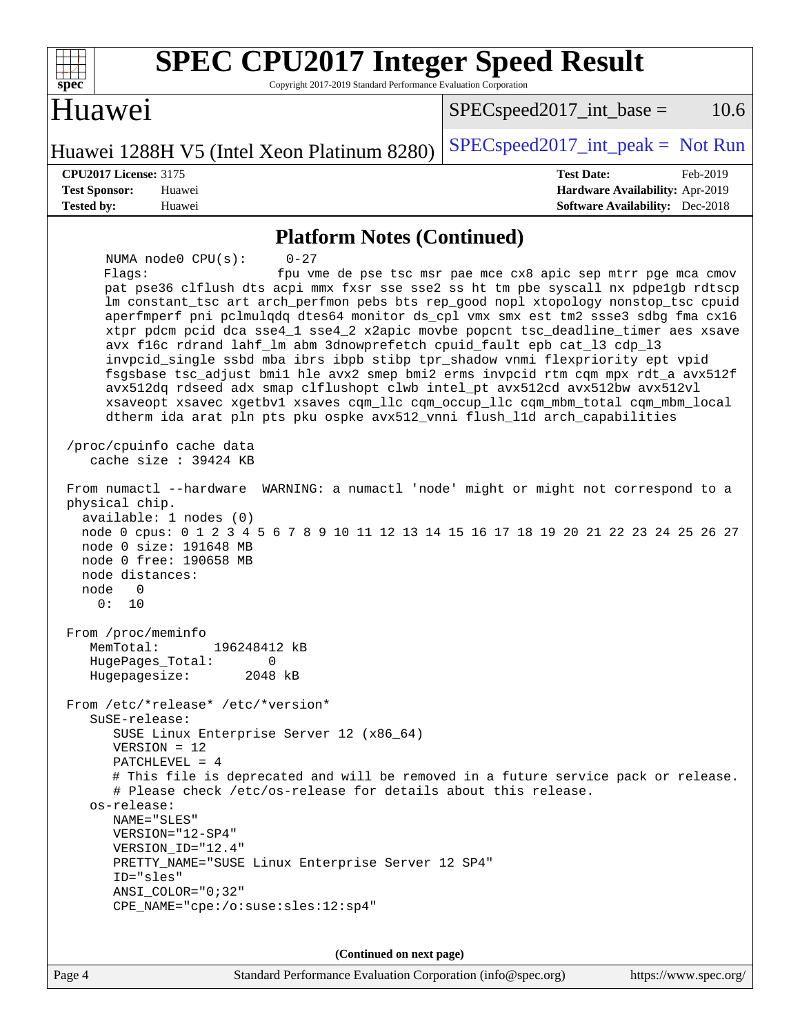## Platform Notes (Continued)

```
     NUMA node0 CPU(s):     0-27
     Flags:                 fpu vme de pse tsc msr pae mce cx8 apic sep mtrr pge mca cmov
     pat pse36 clflush dts acpi mmx fxsr sse sse2 ss ht tm pbe syscall nx pdpe1gb rdtscp
     lm constant_tsc art arch_perfmon pebs bts rep_good nopl xtopology nonstop_tsc cpuid
     aperfmperf pni pclmulqdq dtes64 monitor ds_cpl vmx smx est tm2 ssse3 sdbg fma cx16
     xtpr pdcm pcid dca sse4_1 sse4_2 x2apic movbe popcnt tsc_deadline_timer aes xsave
     avx f16c rdrand lahf_lm abm 3dnowprefetch cpuid_fault epb cat_l3 cdp_l3
     invpcid_single ssbd mba ibrs ibpb stibp tpr_shadow vnmi flexpriority ept vpid
     fsgsbase tsc_adjust bmi1 hle avx2 smep bmi2 erms invpcid rtm cqm mpx rdt_a avx512f
     avx512dq rdseed adx smap clflushopt clwb intel_pt avx512cd avx512bw avx512vl
     xsaveopt xsavec xgetbv1 xsaves cqm_llc cqm_occup_llc cqm_mbm_total cqm_mbm_local
     dtherm ida arat pln pts pku ospke avx512_vnni flush_l1d arch_capabilities

 /proc/cpuinfo cache data
    cache size : 39424 KB

 From numactl --hardware  WARNING: a numactl 'node' might or might not correspond to a
 physical chip.
   available: 1 nodes (0)
   node 0 cpus: 0 1 2 3 4 5 6 7 8 9 10 11 12 13 14 15 16 17 18 19 20 21 22 23 24 25 26 27
   node 0 size: 191648 MB
   node 0 free: 190658 MB
   node distances:
   node   0
     0:  10

 From /proc/meminfo
    MemTotal:       196248412 kB
    HugePages_Total:       0
    Hugepagesize:       2048 kB

 From /etc/*release* /etc/*version*
    SuSE-release:
       SUSE Linux Enterprise Server 12 (x86_64)
       VERSION = 12
       PATCHLEVEL = 4
       # This file is deprecated and will be removed in a future service pack or release.
       # Please check /etc/os-release for details about this release.
    os-release:
       NAME="SLES"
       VERSION="12-SP4"
       VERSION_ID="12.4"
       PRETTY_NAME="SUSE Linux Enterprise Server 12 SP4"
       ID="sles"
       ANSI_COLOR="0;32"
       CPE_NAME="cpe:/o:suse:sles:12:sp4"
```

(Continued on next page)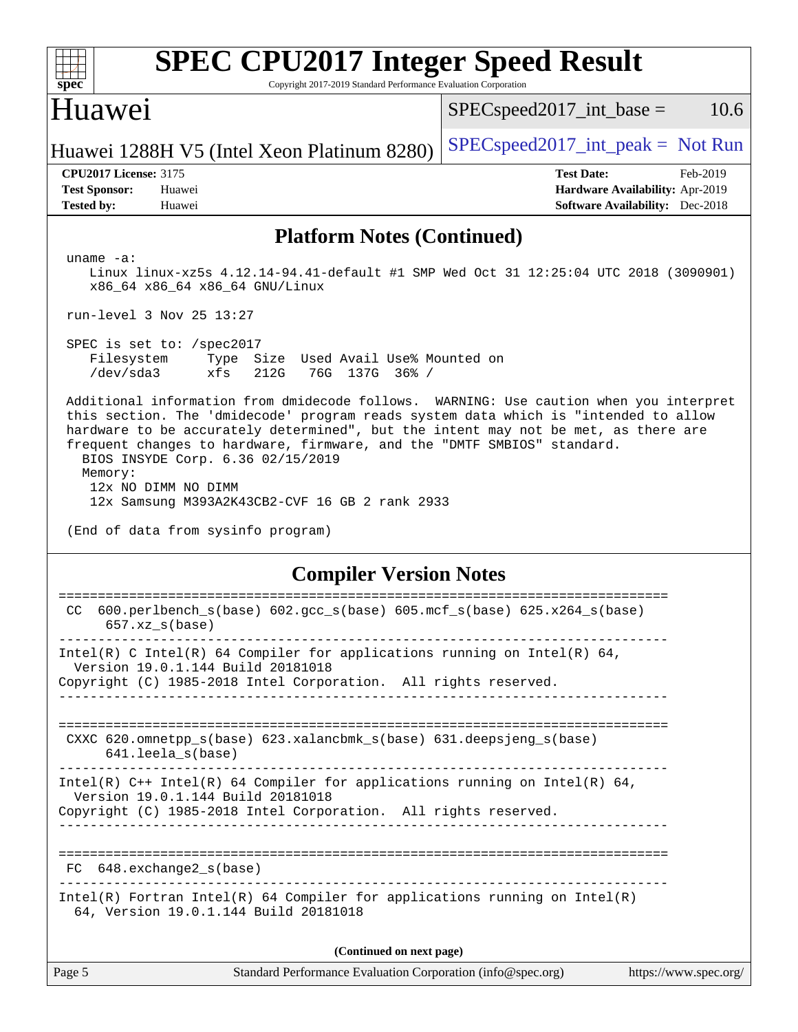## Platform Notes (Continued)

```
uname -a:
   Linux linux-xz5s 4.12.14-94.41-default #1 SMP Wed Oct 31 12:25:04 UTC 2018 (3090901)
   x86_64 x86_64 x86_64 GNU/Linux

run-level 3 Nov 25 13:27

SPEC is set to: /spec2017
   Filesystem     Type  Size  Used Avail Use% Mounted on
   /dev/sda3      xfs   212G   76G  137G  36% /

Additional information from dmidecode follows.  WARNING: Use caution when you interpret
this section. The 'dmidecode' program reads system data which is "intended to allow
hardware to be accurately determined", but the intent may not be met, as there are
frequent changes to hardware, firmware, and the "DMTF SMBIOS" standard.
  BIOS INSYDE Corp. 6.36 02/15/2019
  Memory:
   12x NO DIMM NO DIMM
   12x Samsung M393A2K43CB2-CVF 16 GB 2 rank 2933

(End of data from sysinfo program)
```

## Compiler Version Notes

```
==============================================================================
 CC  600.perlbench_s(base) 602.gcc_s(base) 605.mcf_s(base) 625.x264_s(base)
      657.xz_s(base)
------------------------------------------------------------------------------
Intel(R) C Intel(R) 64 Compiler for applications running on Intel(R) 64,
  Version 19.0.1.144 Build 20181018
Copyright (C) 1985-2018 Intel Corporation.  All rights reserved.
------------------------------------------------------------------------------

==============================================================================
 CXXC 620.omnetpp_s(base) 623.xalancbmk_s(base) 631.deepsjeng_s(base)
      641.leela_s(base)
------------------------------------------------------------------------------
Intel(R) C++ Intel(R) 64 Compiler for applications running on Intel(R) 64,
  Version 19.0.1.144 Build 20181018
Copyright (C) 1985-2018 Intel Corporation.  All rights reserved.
------------------------------------------------------------------------------

==============================================================================
 FC  648.exchange2_s(base)
------------------------------------------------------------------------------
Intel(R) Fortran Intel(R) 64 Compiler for applications running on Intel(R)
  64, Version 19.0.1.144 Build 20181018
```

(Continued on next page)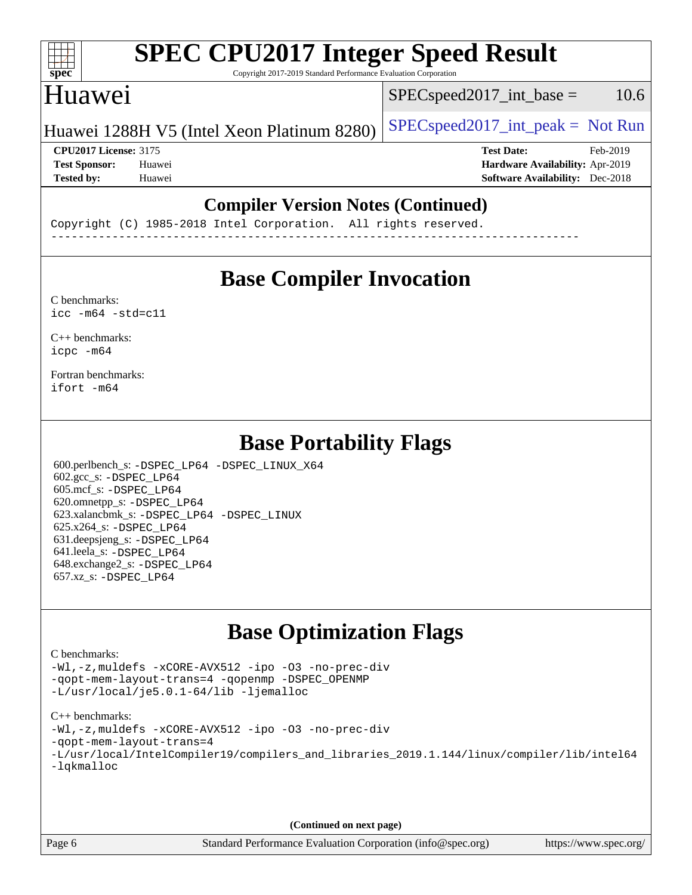## Compiler Version Notes (Continued)

```
Copyright (C) 1985-2018 Intel Corporation.  All rights reserved.
------------------------------------------------------------------------------
```

## Base Compiler Invocation

C benchmarks:
```
icc -m64 -std=c11
```

C++ benchmarks:
```
icpc -m64
```

Fortran benchmarks:
```
ifort -m64
```

## Base Portability Flags

600.perlbench_s: -DSPEC_LP64 -DSPEC_LINUX_X64
602.gcc_s: -DSPEC_LP64
605.mcf_s: -DSPEC_LP64
620.omnetpp_s: -DSPEC_LP64
623.xalancbmk_s: -DSPEC_LP64 -DSPEC_LINUX
625.x264_s: -DSPEC_LP64
631.deepsjeng_s: -DSPEC_LP64
641.leela_s: -DSPEC_LP64
648.exchange2_s: -DSPEC_LP64
657.xz_s: -DSPEC_LP64

## Base Optimization Flags

C benchmarks:
```
-Wl,-z,muldefs -xCORE-AVX512 -ipo -O3 -no-prec-div
-qopt-mem-layout-trans=4 -qopenmp -DSPEC_OPENMP
-L/usr/local/je5.0.1-64/lib -ljemalloc
```

C++ benchmarks:
```
-Wl,-z,muldefs -xCORE-AVX512 -ipo -O3 -no-prec-div
-qopt-mem-layout-trans=4
-L/usr/local/IntelCompiler19/compilers_and_libraries_2019.1.144/linux/compiler/lib/intel64
-lqkmalloc
```

(Continued on next page)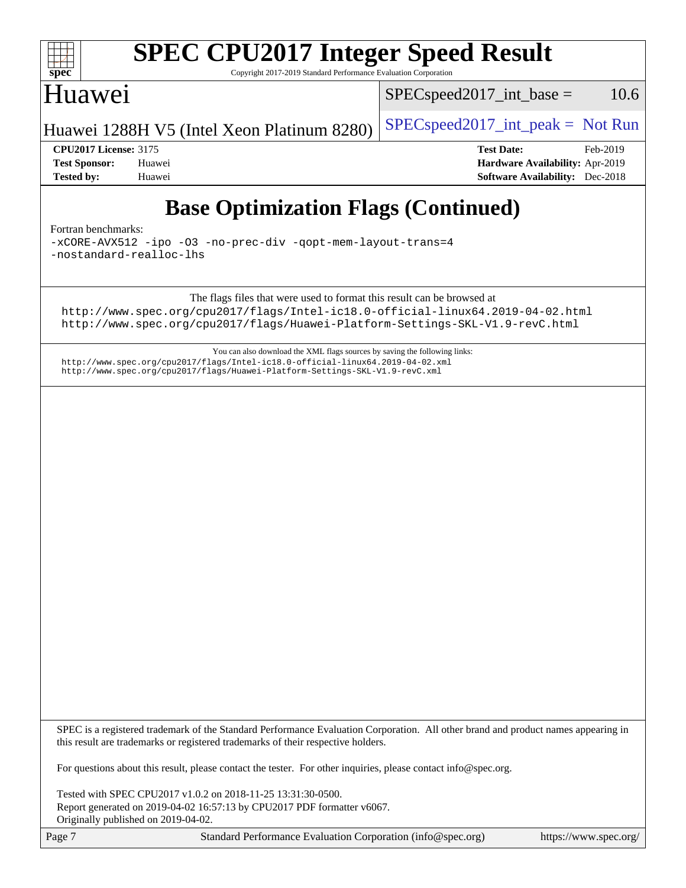## Base Optimization Flags (Continued)

Fortran benchmarks:

-xCORE-AVX512 -ipo -O3 -no-prec-div -qopt-mem-layout-trans=4 -nostandard-realloc-lhs

The flags files that were used to format this result can be browsed at

http://www.spec.org/cpu2017/flags/Intel-ic18.0-official-linux64.2019-04-02.html
http://www.spec.org/cpu2017/flags/Huawei-Platform-Settings-SKL-V1.9-revC.html

You can also download the XML flags sources by saving the following links:

http://www.spec.org/cpu2017/flags/Intel-ic18.0-official-linux64.2019-04-02.xml
http://www.spec.org/cpu2017/flags/Huawei-Platform-Settings-SKL-V1.9-revC.xml

SPEC is a registered trademark of the Standard Performance Evaluation Corporation. All other brand and product names appearing in this result are trademarks or registered trademarks of their respective holders.

For questions about this result, please contact the tester. For other inquiries, please contact info@spec.org.

Tested with SPEC CPU2017 v1.0.2 on 2018-11-25 13:31:30-0500.
Report generated on 2019-04-02 16:57:13 by CPU2017 PDF formatter v6067.
Originally published on 2019-04-02.